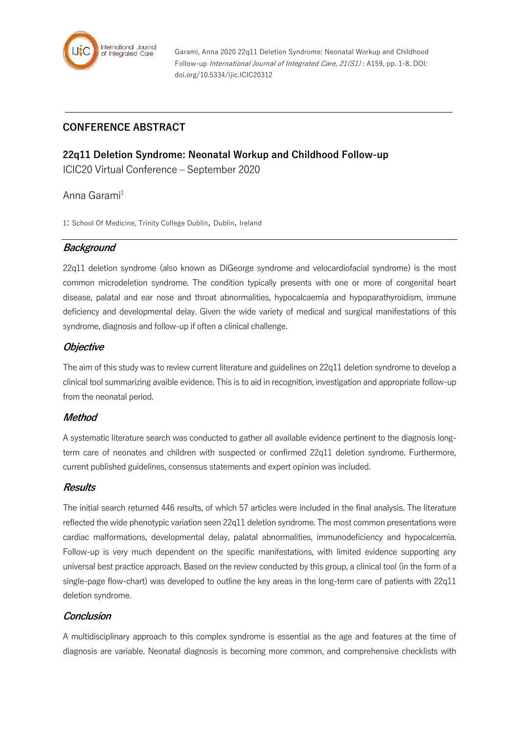Garami, Anna 2020 22q11 Deletion Syndrome: Neonatal Workup and Childhood Follow-up *International Journal of Integrated Care, 21(S1)* : A159, pp. 1-8, DOI: doi.org/10.5334/ijic.ICIC20312

## CONFERENCE ABSTRACT

# 22q11 Deletion Syndrome: Neonatal Workup and Childhood Follow-up

ICIC20 Virtual Conference – September 2020

Anna Garami[1]

1: School Of Medicine, Trinity College Dublin, Dublin, Ireland

### *Background*

22q11 deletion syndrome (also known as DiGeorge syndrome and velocardiofacial syndrome) is the most common microdeletion syndrome. The condition typically presents with one or more of congenital heart disease, palatal and ear nose and throat abnormalities, hypocalcaemia and hypoparathyroidism, immune deficiency and developmental delay. Given the wide variety of medical and surgical manifestations of this syndrome, diagnosis and follow-up if often a clinical challenge.

### *Objective*

The aim of this study was to review current literature and guidelines on 22q11 deletion syndrome to develop a clinical tool summarizing avaible evidence. This is to aid in recognition, investigation and appropriate follow-up from the neonatal period.

### *Method*

A systematic literature search was conducted to gather all available evidence pertinent to the diagnosis long-term care of neonates and children with suspected or confirmed 22q11 deletion syndrome. Furthermore, current published guidelines, consensus statements and expert opinion was included.

### *Results*

The initial search returned 446 results, of which 57 articles were included in the final analysis. The literature reflected the wide phenotypic variation seen 22q11 deletion syndrome. The most common presentations were cardiac malformations, developmental delay, palatal abnormalities, immunodeficiency and hypocalcemia. Follow-up is very much dependent on the specific manifestations, with limited evidence supporting any universal best practice approach. Based on the review conducted by this group, a clinical tool (in the form of a single-page flow-chart) was developed to outline the key areas in the long-term care of patients with 22q11 deletion syndrome.

### *Conclusion*

A multidisciplinary approach to this complex syndrome is essential as the age and features at the time of diagnosis are variable. Neonatal diagnosis is becoming more common, and comprehensive checklists with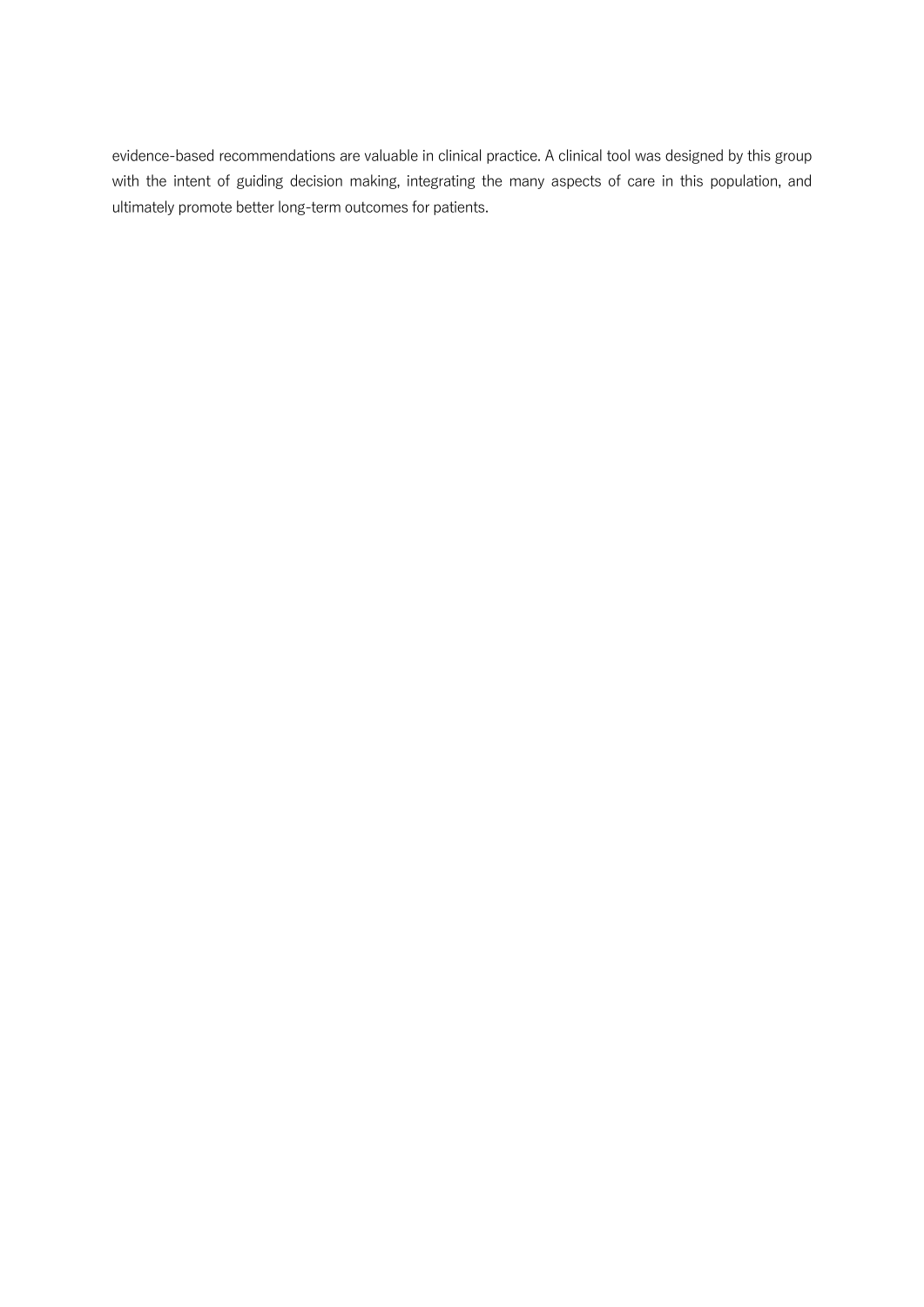evidence-based recommendations are valuable in clinical practice. A clinical tool was designed by this group with the intent of guiding decision making, integrating the many aspects of care in this population, and ultimately promote better long-term outcomes for patients.